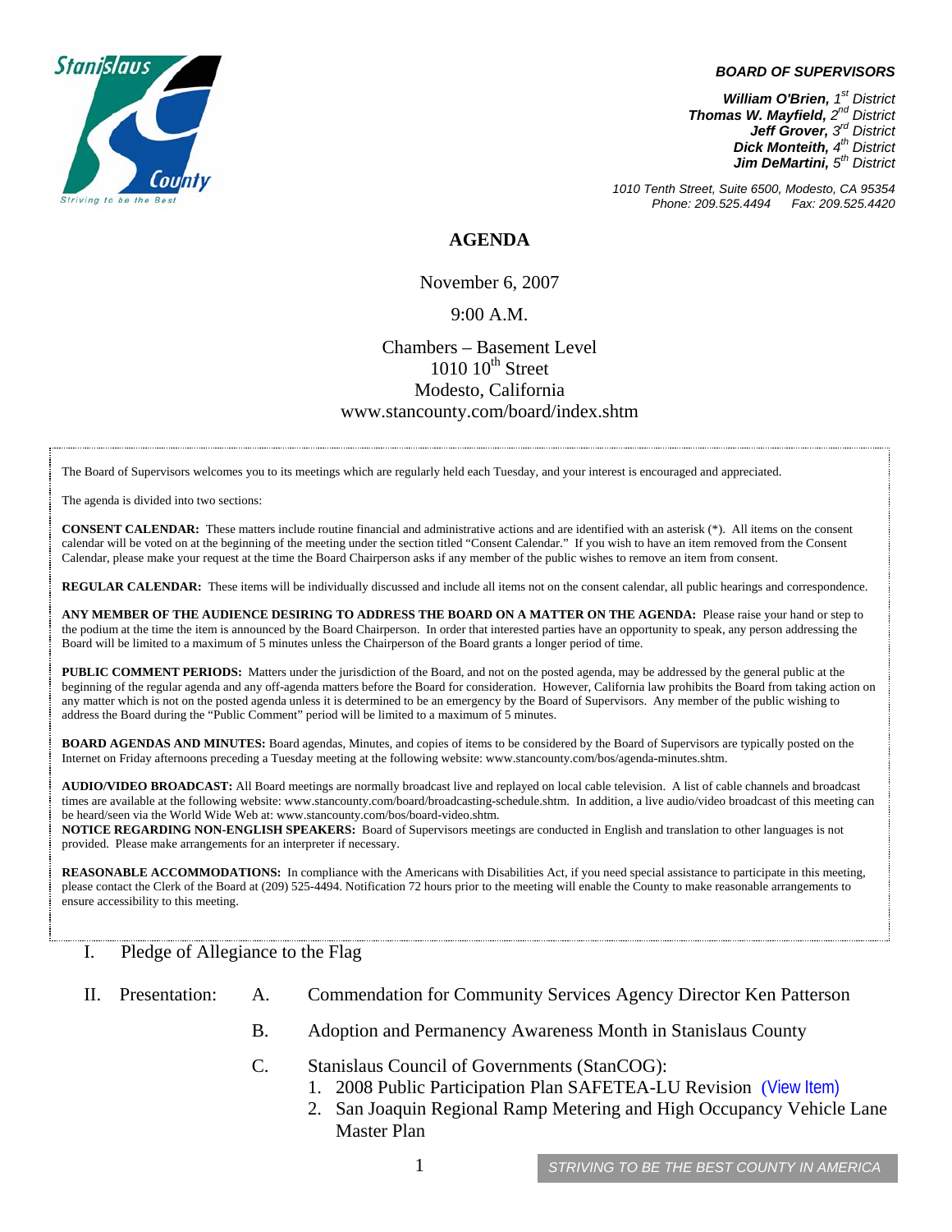Stanislaus County
Striving to be the Best

***BOARD OF SUPERVISORS***

***William O'Brien,** 1st District*
***Thomas W. Mayfield,** 2nd District*
***Jeff Grover,** 3rd District*
***Dick Monteith,** 4th District*
***Jim DeMartini,** 5th District*

*1010 Tenth Street, Suite 6500, Modesto, CA 95354*
*Phone: 209.525.4494 Fax: 209.525.4420*

# AGENDA

November 6, 2007

9:00 A.M.

Chambers – Basement Level
1010 10th Street
Modesto, California
www.stancounty.com/board/index.shtm

The Board of Supervisors welcomes you to its meetings which are regularly held each Tuesday, and your interest is encouraged and appreciated.

The agenda is divided into two sections:

**CONSENT CALENDAR:** These matters include routine financial and administrative actions and are identified with an asterisk (*). All items on the consent calendar will be voted on at the beginning of the meeting under the section titled "Consent Calendar." If you wish to have an item removed from the Consent Calendar, please make your request at the time the Board Chairperson asks if any member of the public wishes to remove an item from consent.

**REGULAR CALENDAR:** These items will be individually discussed and include all items not on the consent calendar, all public hearings and correspondence.

**ANY MEMBER OF THE AUDIENCE DESIRING TO ADDRESS THE BOARD ON A MATTER ON THE AGENDA:** Please raise your hand or step to the podium at the time the item is announced by the Board Chairperson. In order that interested parties have an opportunity to speak, any person addressing the Board will be limited to a maximum of 5 minutes unless the Chairperson of the Board grants a longer period of time.

**PUBLIC COMMENT PERIODS:** Matters under the jurisdiction of the Board, and not on the posted agenda, may be addressed by the general public at the beginning of the regular agenda and any off-agenda matters before the Board for consideration. However, California law prohibits the Board from taking action on any matter which is not on the posted agenda unless it is determined to be an emergency by the Board of Supervisors. Any member of the public wishing to address the Board during the "Public Comment" period will be limited to a maximum of 5 minutes.

**BOARD AGENDAS AND MINUTES:** Board agendas, Minutes, and copies of items to be considered by the Board of Supervisors are typically posted on the Internet on Friday afternoons preceding a Tuesday meeting at the following website: www.stancounty.com/bos/agenda-minutes.shtm.

**AUDIO/VIDEO BROADCAST:** All Board meetings are normally broadcast live and replayed on local cable television. A list of cable channels and broadcast times are available at the following website: www.stancounty.com/board/broadcasting-schedule.shtm. In addition, a live audio/video broadcast of this meeting can be heard/seen via the World Wide Web at: www.stancounty.com/bos/board-video.shtm.

**NOTICE REGARDING NON-ENGLISH SPEAKERS:** Board of Supervisors meetings are conducted in English and translation to other languages is not provided. Please make arrangements for an interpreter if necessary.

**REASONABLE ACCOMMODATIONS:** In compliance with the Americans with Disabilities Act, if you need special assistance to participate in this meeting, please contact the Clerk of the Board at (209) 525-4494. Notification 72 hours prior to the meeting will enable the County to make reasonable arrangements to ensure accessibility to this meeting.

I. Pledge of Allegiance to the Flag

II. Presentation:

A. Commendation for Community Services Agency Director Ken Patterson

B. Adoption and Permanency Awareness Month in Stanislaus County

C. Stanislaus Council of Governments (StanCOG):
   1. 2008 Public Participation Plan SAFETEA-LU Revision (View Item)
   2. San Joaquin Regional Ramp Metering and High Occupancy Vehicle Lane Master Plan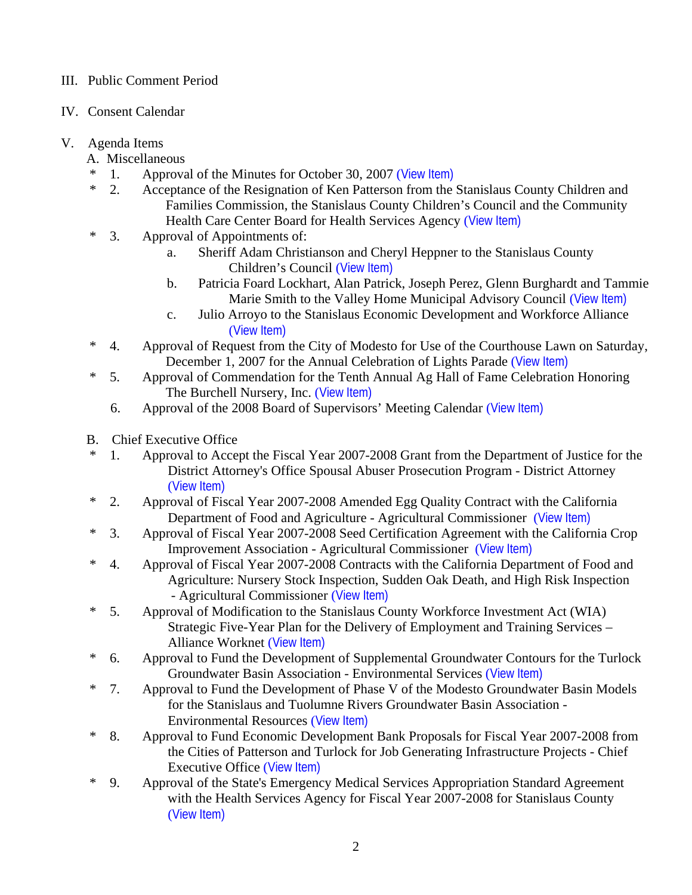III. Public Comment Period

IV. Consent Calendar

V. Agenda Items

A. Miscellaneous

* 1. Approval of the Minutes for October 30, 2007 (View Item)
* 2. Acceptance of the Resignation of Ken Patterson from the Stanislaus County Children and Families Commission, the Stanislaus County Children's Council and the Community Health Care Center Board for Health Services Agency (View Item)
* 3. Approval of Appointments of:
  - a. Sheriff Adam Christianson and Cheryl Heppner to the Stanislaus County Children's Council (View Item)
  - b. Patricia Foard Lockhart, Alan Patrick, Joseph Perez, Glenn Burghardt and Tammie Marie Smith to the Valley Home Municipal Advisory Council (View Item)
  - c. Julio Arroyo to the Stanislaus Economic Development and Workforce Alliance (View Item)
* 4. Approval of Request from the City of Modesto for Use of the Courthouse Lawn on Saturday, December 1, 2007 for the Annual Celebration of Lights Parade (View Item)
* 5. Approval of Commendation for the Tenth Annual Ag Hall of Fame Celebration Honoring The Burchell Nursery, Inc. (View Item)

6. Approval of the 2008 Board of Supervisors' Meeting Calendar (View Item)

B. Chief Executive Office

* 1. Approval to Accept the Fiscal Year 2007-2008 Grant from the Department of Justice for the District Attorney's Office Spousal Abuser Prosecution Program - District Attorney (View Item)
* 2. Approval of Fiscal Year 2007-2008 Amended Egg Quality Contract with the California Department of Food and Agriculture - Agricultural Commissioner (View Item)
* 3. Approval of Fiscal Year 2007-2008 Seed Certification Agreement with the California Crop Improvement Association - Agricultural Commissioner (View Item)
* 4. Approval of Fiscal Year 2007-2008 Contracts with the California Department of Food and Agriculture: Nursery Stock Inspection, Sudden Oak Death, and High Risk Inspection - Agricultural Commissioner (View Item)
* 5. Approval of Modification to the Stanislaus County Workforce Investment Act (WIA) Strategic Five-Year Plan for the Delivery of Employment and Training Services – Alliance Worknet (View Item)
* 6. Approval to Fund the Development of Supplemental Groundwater Contours for the Turlock Groundwater Basin Association - Environmental Services (View Item)
* 7. Approval to Fund the Development of Phase V of the Modesto Groundwater Basin Models for the Stanislaus and Tuolumne Rivers Groundwater Basin Association - Environmental Resources (View Item)
* 8. Approval to Fund Economic Development Bank Proposals for Fiscal Year 2007-2008 from the Cities of Patterson and Turlock for Job Generating Infrastructure Projects - Chief Executive Office (View Item)
* 9. Approval of the State's Emergency Medical Services Appropriation Standard Agreement with the Health Services Agency for Fiscal Year 2007-2008 for Stanislaus County (View Item)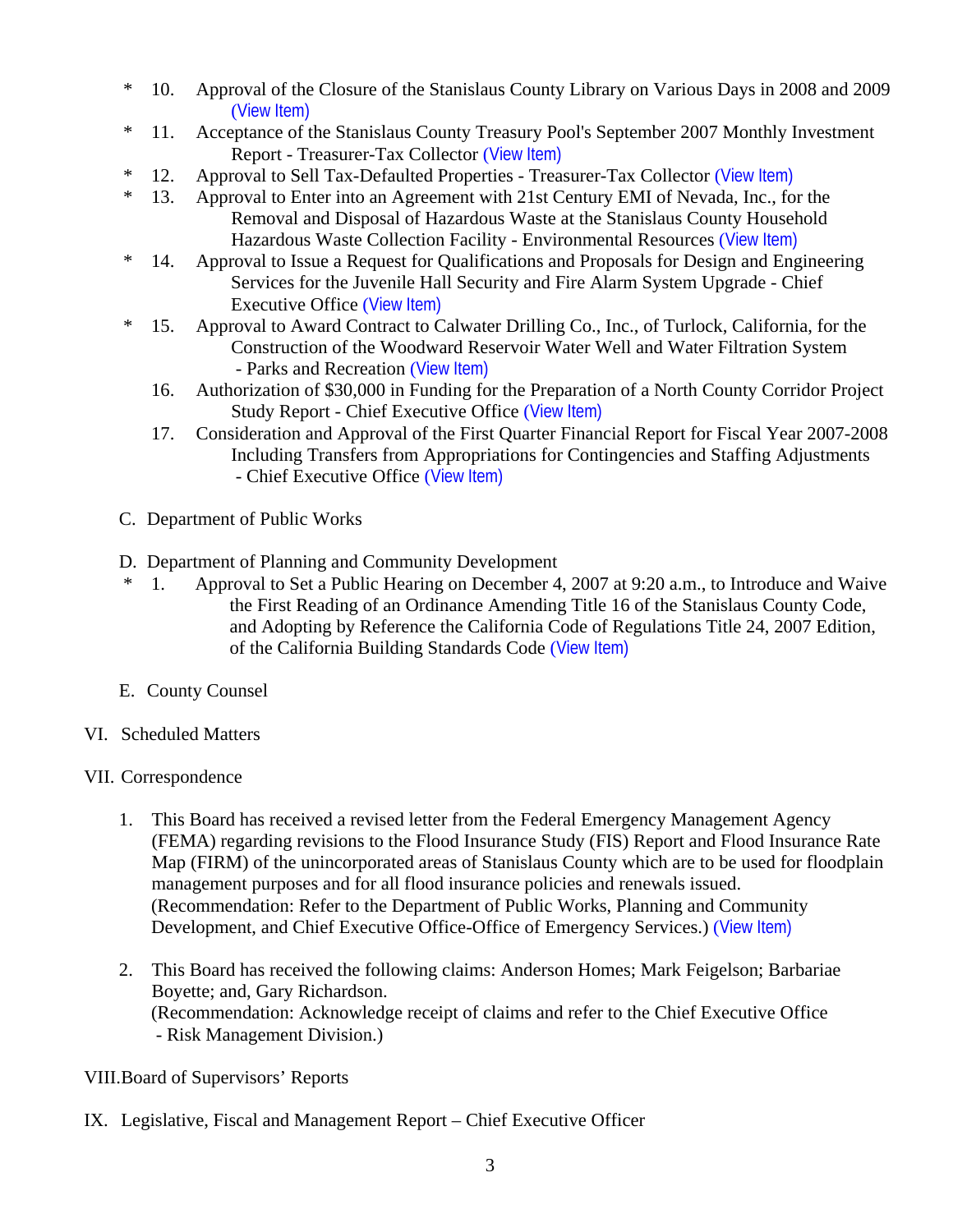- \* 10. Approval of the Closure of the Stanislaus County Library on Various Days in 2008 and 2009 (View Item)
- \* 11. Acceptance of the Stanislaus County Treasury Pool's September 2007 Monthly Investment Report - Treasurer-Tax Collector (View Item)
- \* 12. Approval to Sell Tax-Defaulted Properties - Treasurer-Tax Collector (View Item)
- \* 13. Approval to Enter into an Agreement with 21st Century EMI of Nevada, Inc., for the Removal and Disposal of Hazardous Waste at the Stanislaus County Household Hazardous Waste Collection Facility - Environmental Resources (View Item)
- \* 14. Approval to Issue a Request for Qualifications and Proposals for Design and Engineering Services for the Juvenile Hall Security and Fire Alarm System Upgrade - Chief Executive Office (View Item)
- \* 15. Approval to Award Contract to Calwater Drilling Co., Inc., of Turlock, California, for the Construction of the Woodward Reservoir Water Well and Water Filtration System - Parks and Recreation (View Item)
- 16. Authorization of $30,000 in Funding for the Preparation of a North County Corridor Project Study Report - Chief Executive Office (View Item)
- 17. Consideration and Approval of the First Quarter Financial Report for Fiscal Year 2007-2008 Including Transfers from Appropriations for Contingencies and Staffing Adjustments - Chief Executive Office (View Item)

C. Department of Public Works

D. Department of Planning and Community Development

- \* 1. Approval to Set a Public Hearing on December 4, 2007 at 9:20 a.m., to Introduce and Waive the First Reading of an Ordinance Amending Title 16 of the Stanislaus County Code, and Adopting by Reference the California Code of Regulations Title 24, 2007 Edition, of the California Building Standards Code (View Item)

E. County Counsel

VI. Scheduled Matters

VII. Correspondence

1. This Board has received a revised letter from the Federal Emergency Management Agency (FEMA) regarding revisions to the Flood Insurance Study (FIS) Report and Flood Insurance Rate Map (FIRM) of the unincorporated areas of Stanislaus County which are to be used for floodplain management purposes and for all flood insurance policies and renewals issued. (Recommendation: Refer to the Department of Public Works, Planning and Community Development, and Chief Executive Office-Office of Emergency Services.) (View Item)

2. This Board has received the following claims: Anderson Homes; Mark Feigelson; Barbariae Boyette; and, Gary Richardson. (Recommendation: Acknowledge receipt of claims and refer to the Chief Executive Office - Risk Management Division.)

VIII. Board of Supervisors' Reports

IX. Legislative, Fiscal and Management Report – Chief Executive Officer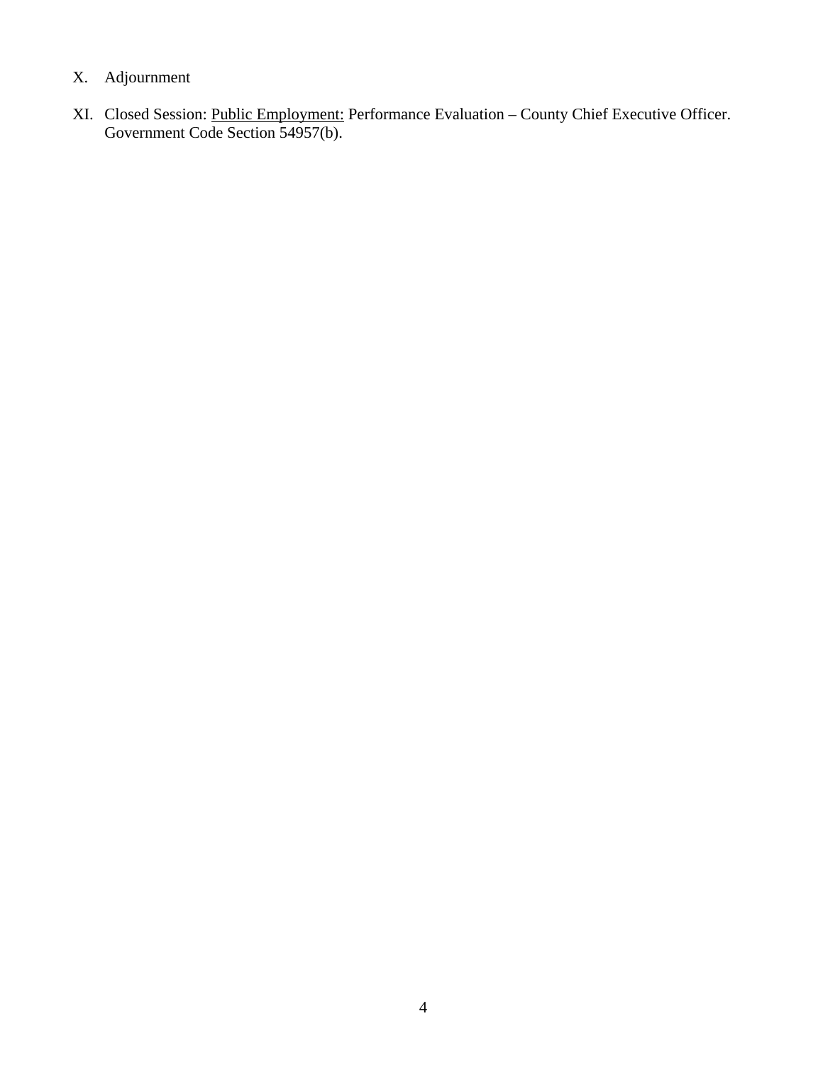X. Adjournment

XI. Closed Session: Public Employment: Performance Evaluation – County Chief Executive Officer. Government Code Section 54957(b).